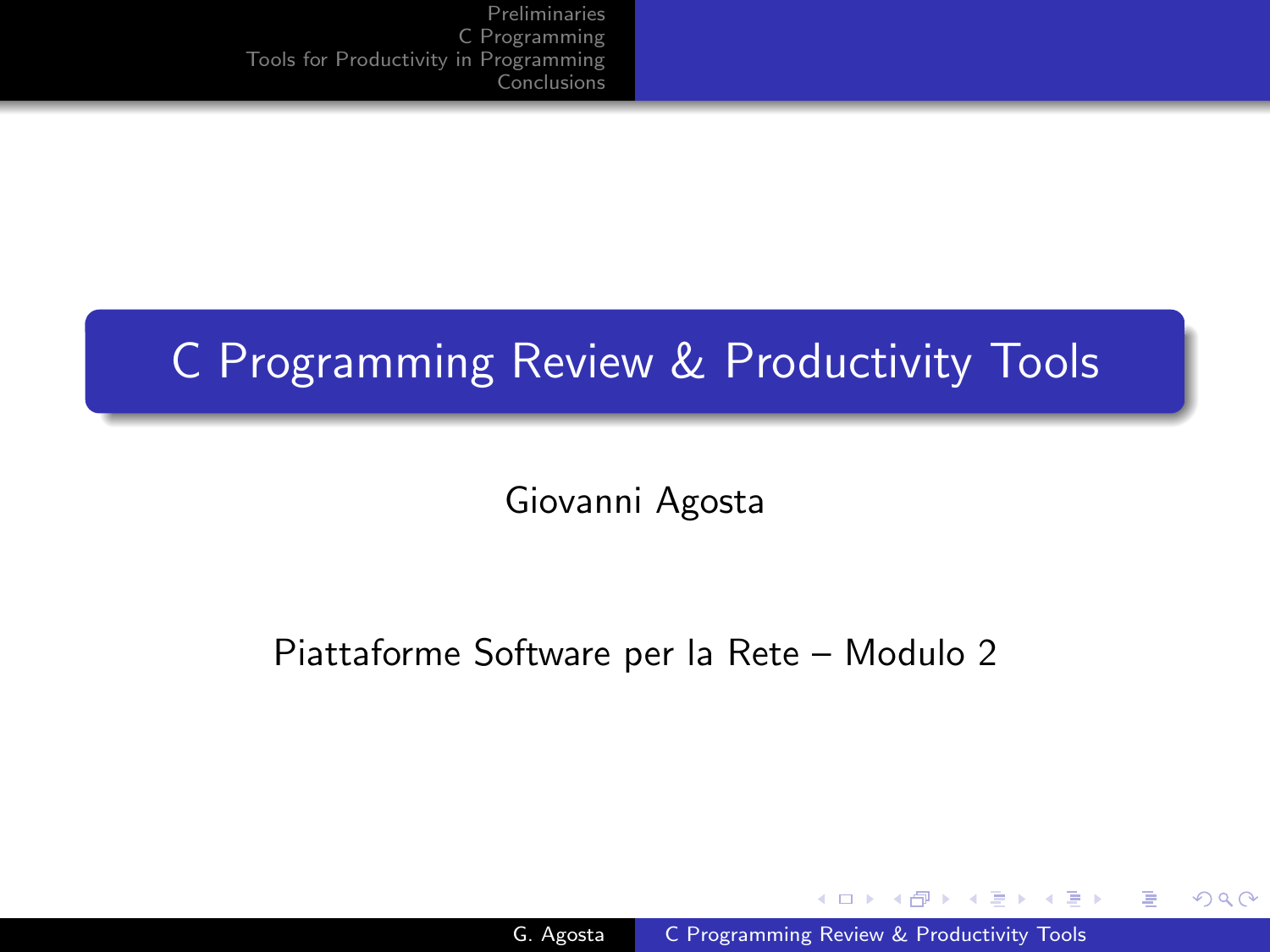# C Programming Review & Productivity Tools

Giovanni Agosta

Piattaforme Software per la Rete – Modulo 2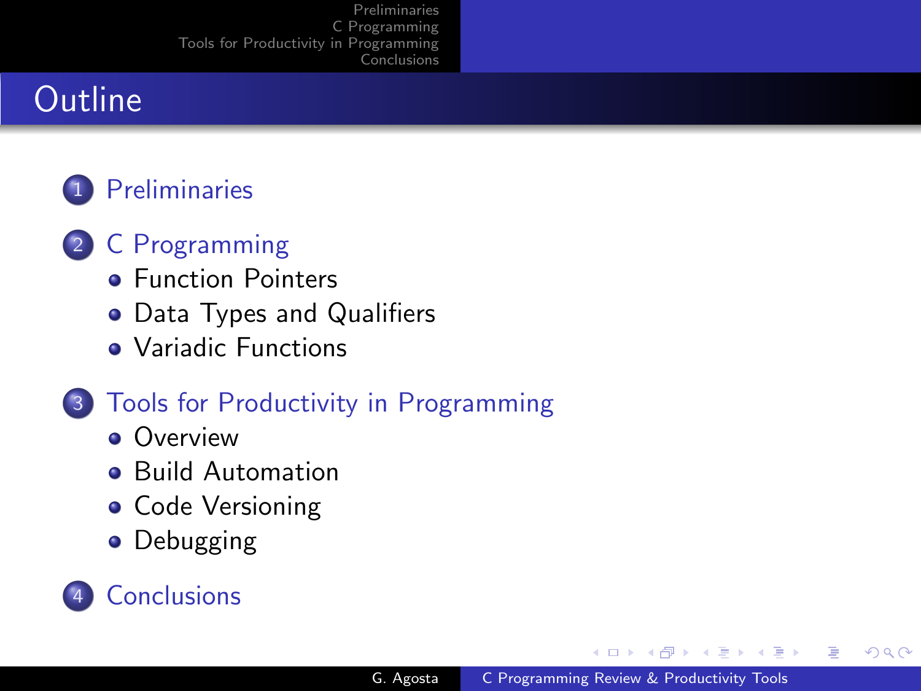# Outline

1. Preliminaries
2. C Programming
   - Function Pointers
   - Data Types and Qualifiers
   - Variadic Functions
3. Tools for Productivity in Programming
   - Overview
   - Build Automation
   - Code Versioning
   - Debugging
4. Conclusions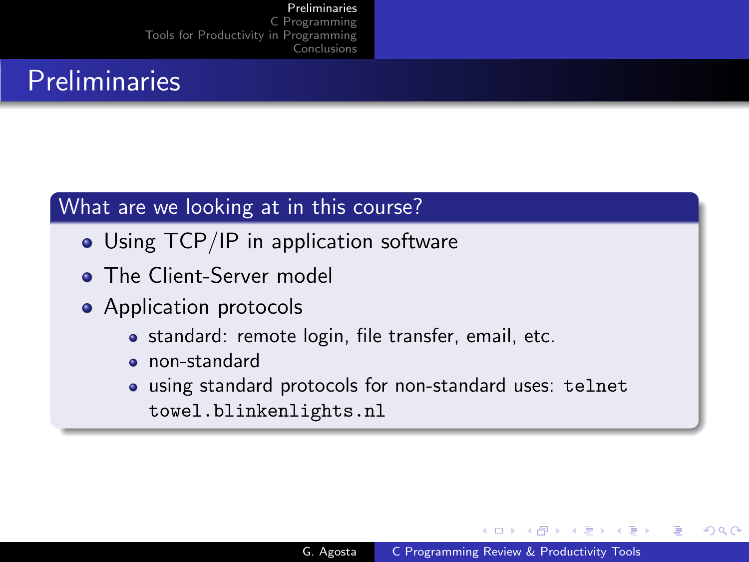# Preliminaries

## What are we looking at in this course?

- Using TCP/IP in application software
- The Client-Server model
- Application protocols
  - standard: remote login, file transfer, email, etc.
  - non-standard
  - using standard protocols for non-standard uses: `telnet towel.blinkenlights.nl`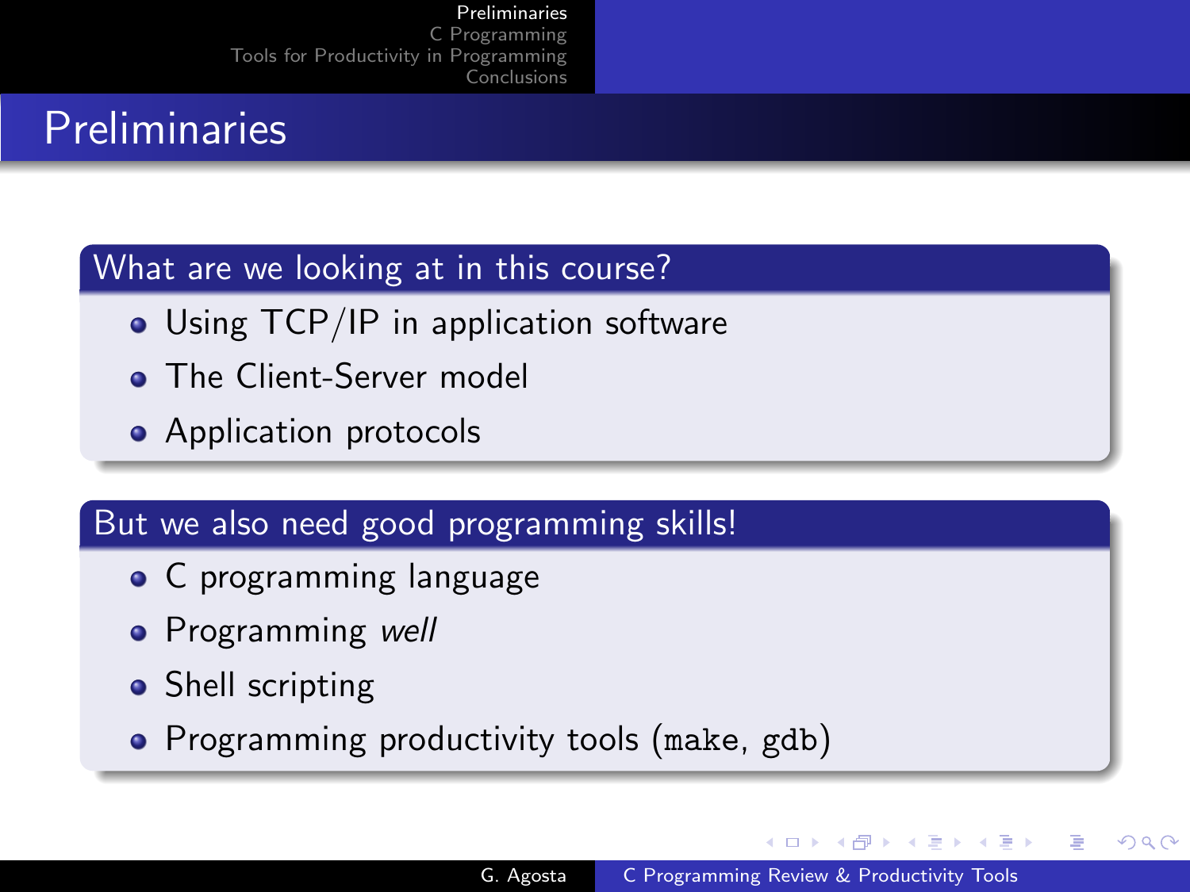# Preliminaries

## What are we looking at in this course?

- Using TCP/IP in application software
- The Client-Server model
- Application protocols

## But we also need good programming skills!

- C programming language
- Programming *well*
- Shell scripting
- Programming productivity tools (`make`, `gdb`)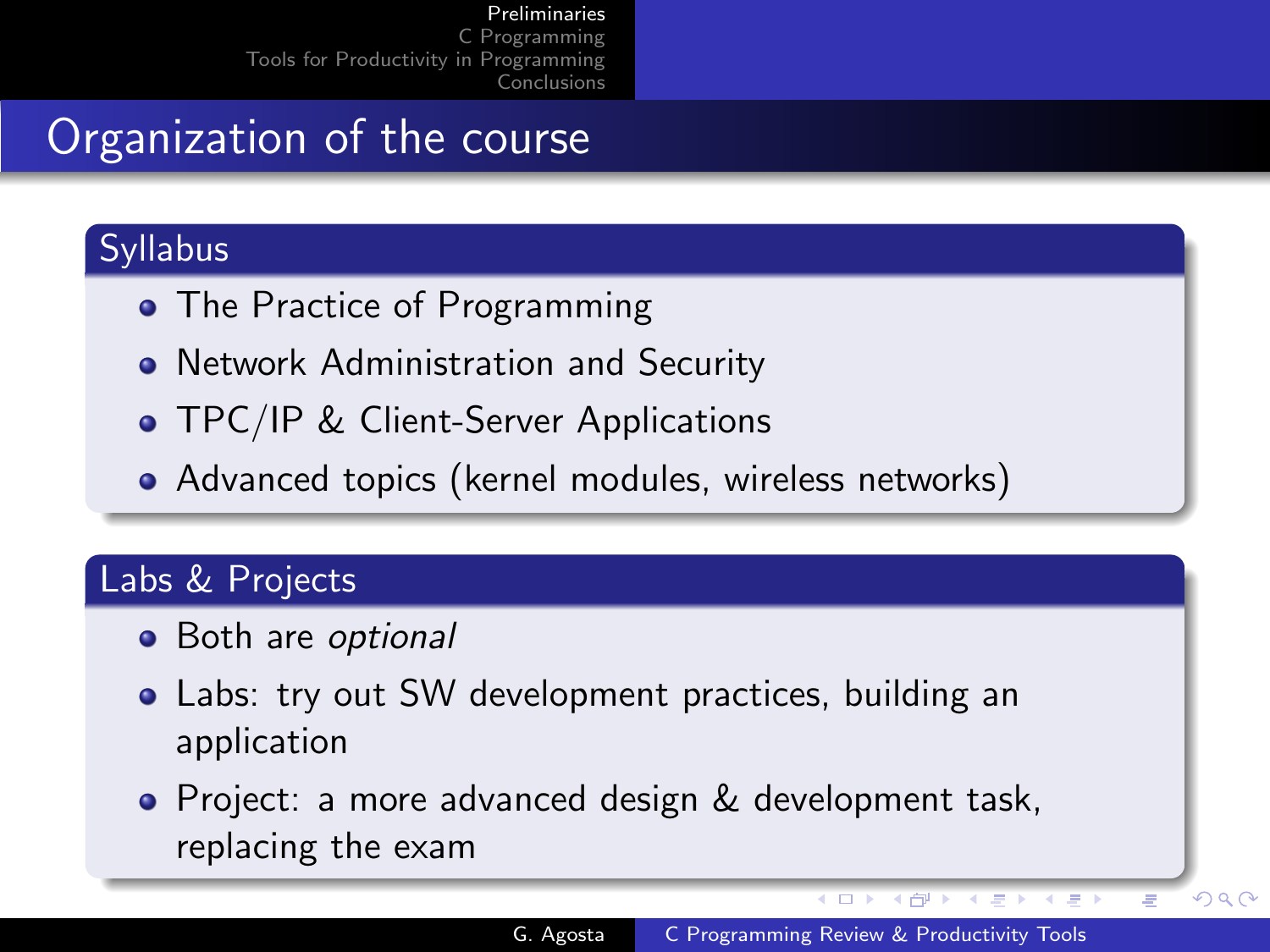# Organization of the course

## Syllabus

- The Practice of Programming
- Network Administration and Security
- TPC/IP & Client-Server Applications
- Advanced topics (kernel modules, wireless networks)

## Labs & Projects

- Both are *optional*
- Labs: try out SW development practices, building an application
- Project: a more advanced design & development task, replacing the exam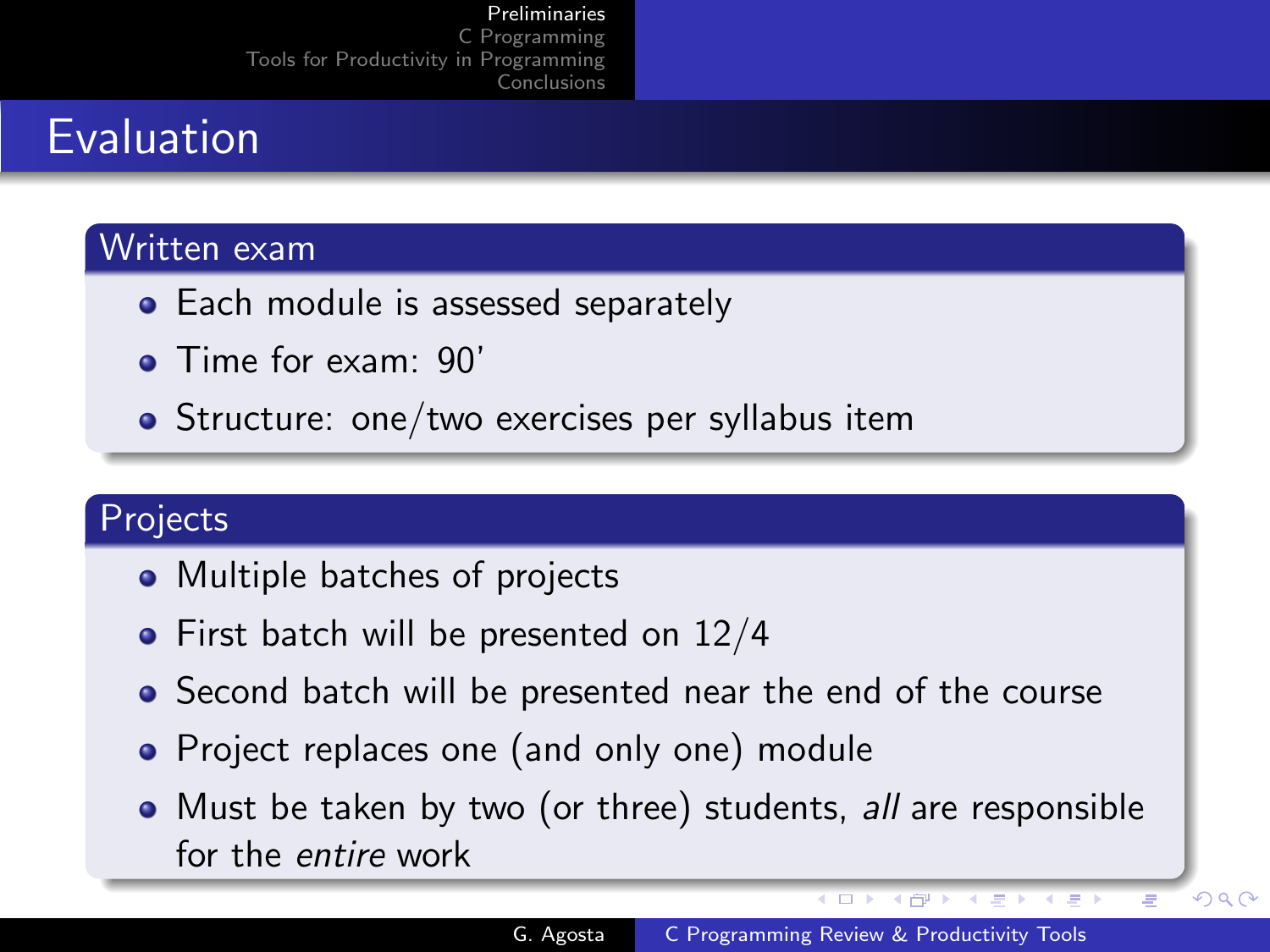# Evaluation

## Written exam

- Each module is assessed separately
- Time for exam: 90'
- Structure: one/two exercises per syllabus item

## Projects

- Multiple batches of projects
- First batch will be presented on 12/4
- Second batch will be presented near the end of the course
- Project replaces one (and only one) module
- Must be taken by two (or three) students, *all* are responsible for the *entire* work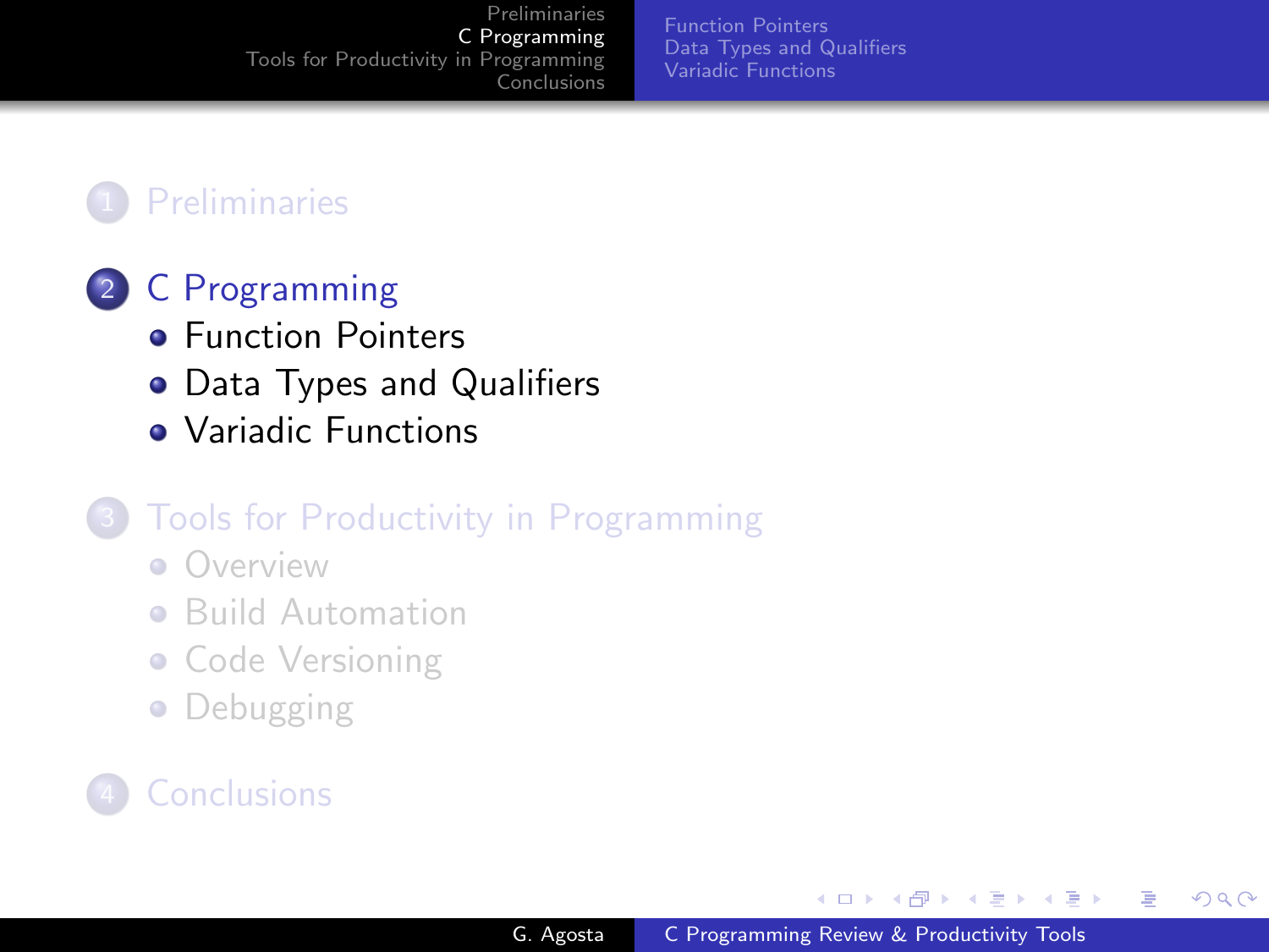1. Preliminaries

2. C Programming
   - Function Pointers
   - Data Types and Qualifiers
   - Variadic Functions

3. Tools for Productivity in Programming
   - Overview
   - Build Automation
   - Code Versioning
   - Debugging

4. Conclusions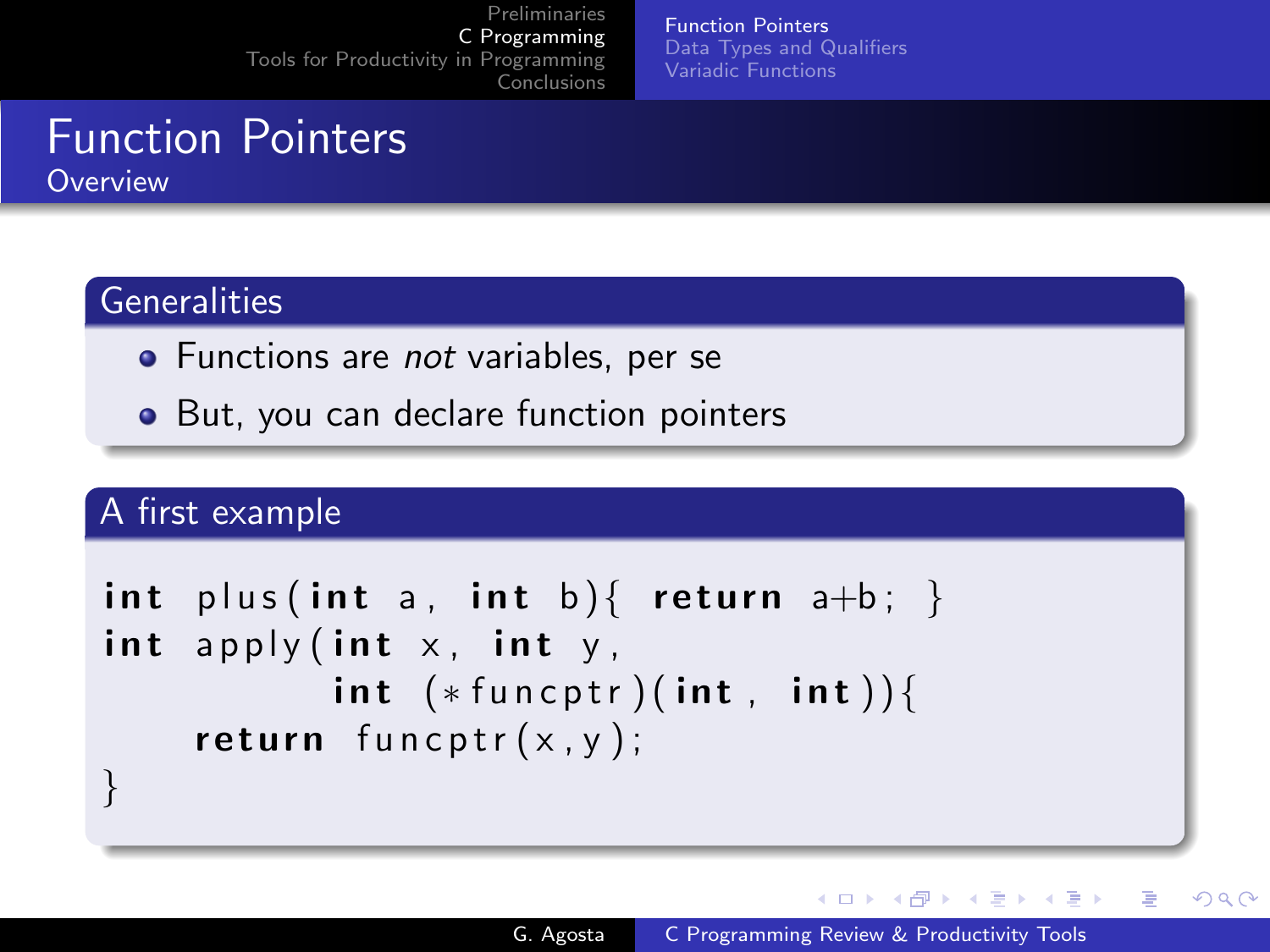# Function Pointers

## Overview

### Generalities

- Functions are *not* variables, per se
- But, you can declare function pointers

### A first example

```
int plus(int a, int b){ return a+b; }
int apply(int x, int y,
          int (*funcptr)(int, int)){
    return funcptr(x,y);
}
```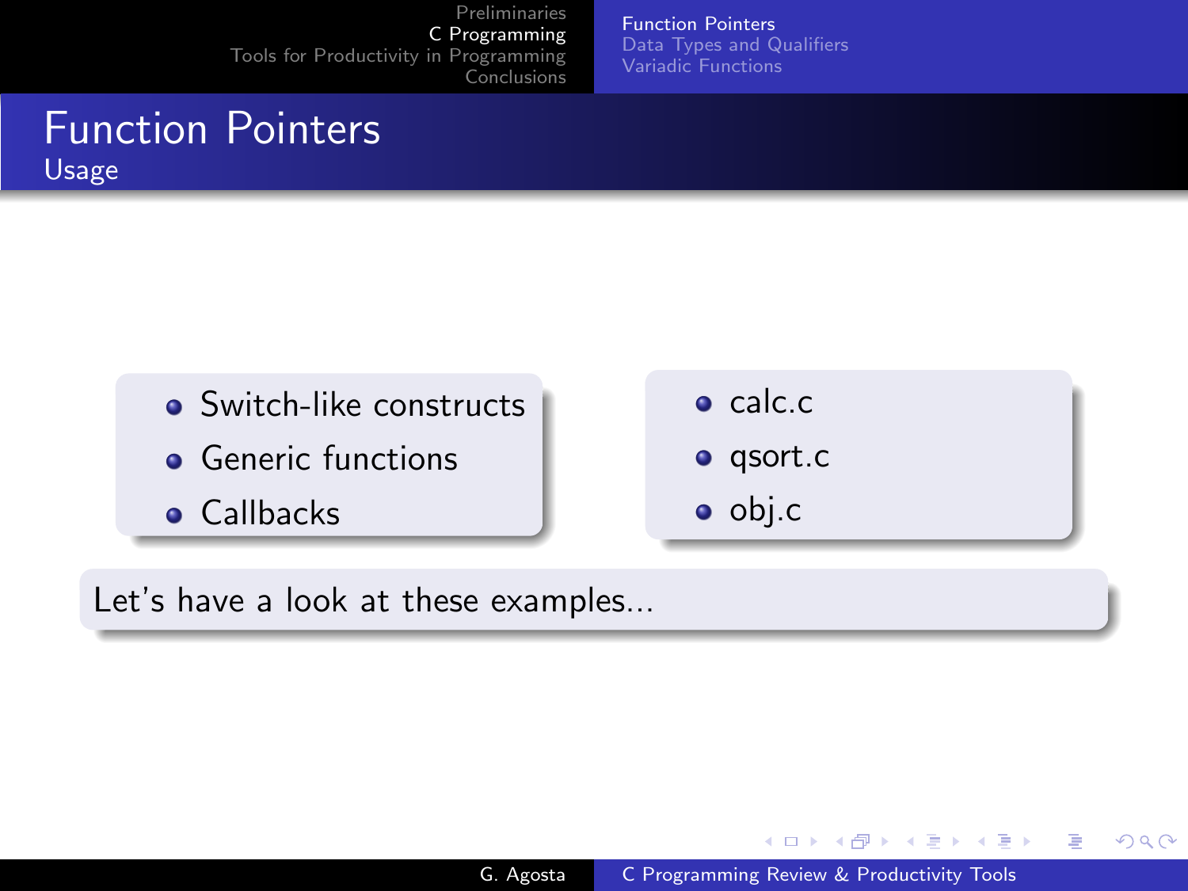# Function Pointers

## Usage

- Switch-like constructs
- Generic functions
- Callbacks

- calc.c
- qsort.c
- obj.c

Let's have a look at these examples...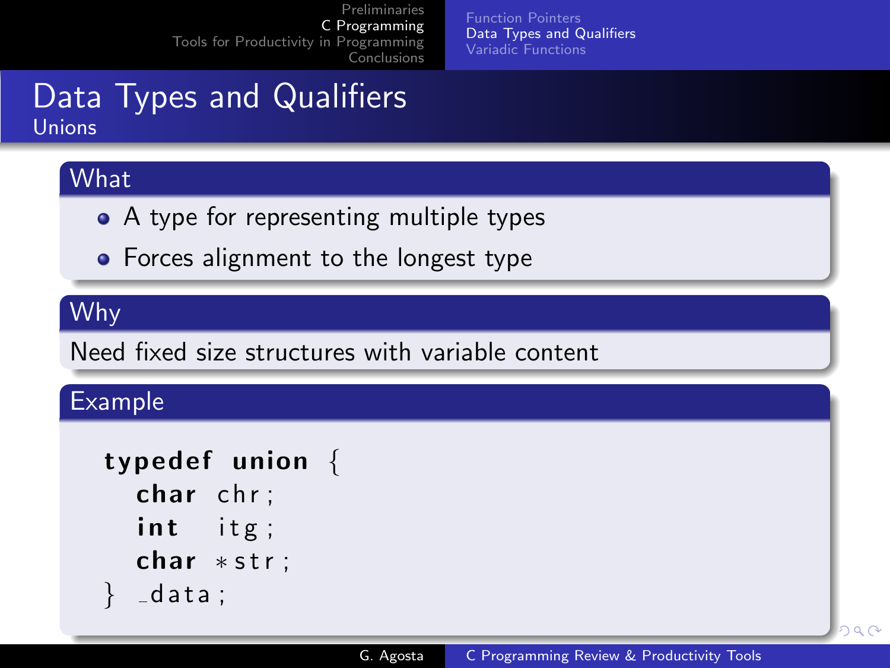# Data Types and Qualifiers

## Unions

### What

- A type for representing multiple types
- Forces alignment to the longest type

### Why

Need fixed size structures with variable content

### Example

```
typedef union {
  char chr;
  int  itg;
  char *str;
} _data;
```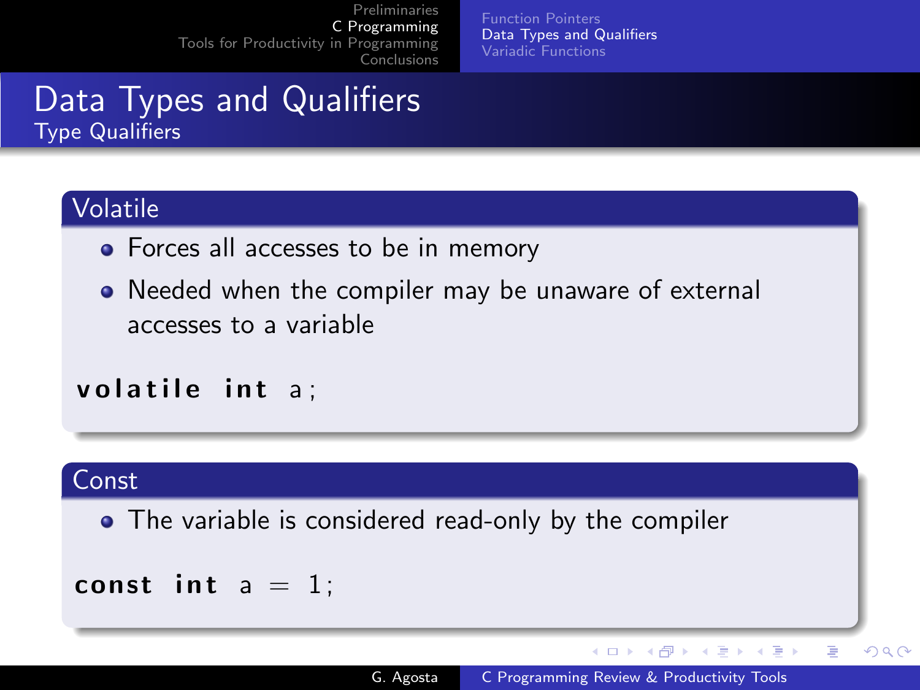# Data Types and Qualifiers

## Type Qualifiers

### Volatile

- Forces all accesses to be in memory
- Needed when the compiler may be unaware of external accesses to a variable

```
volatile int a;
```

### Const

- The variable is considered read-only by the compiler

```
const int a = 1;
```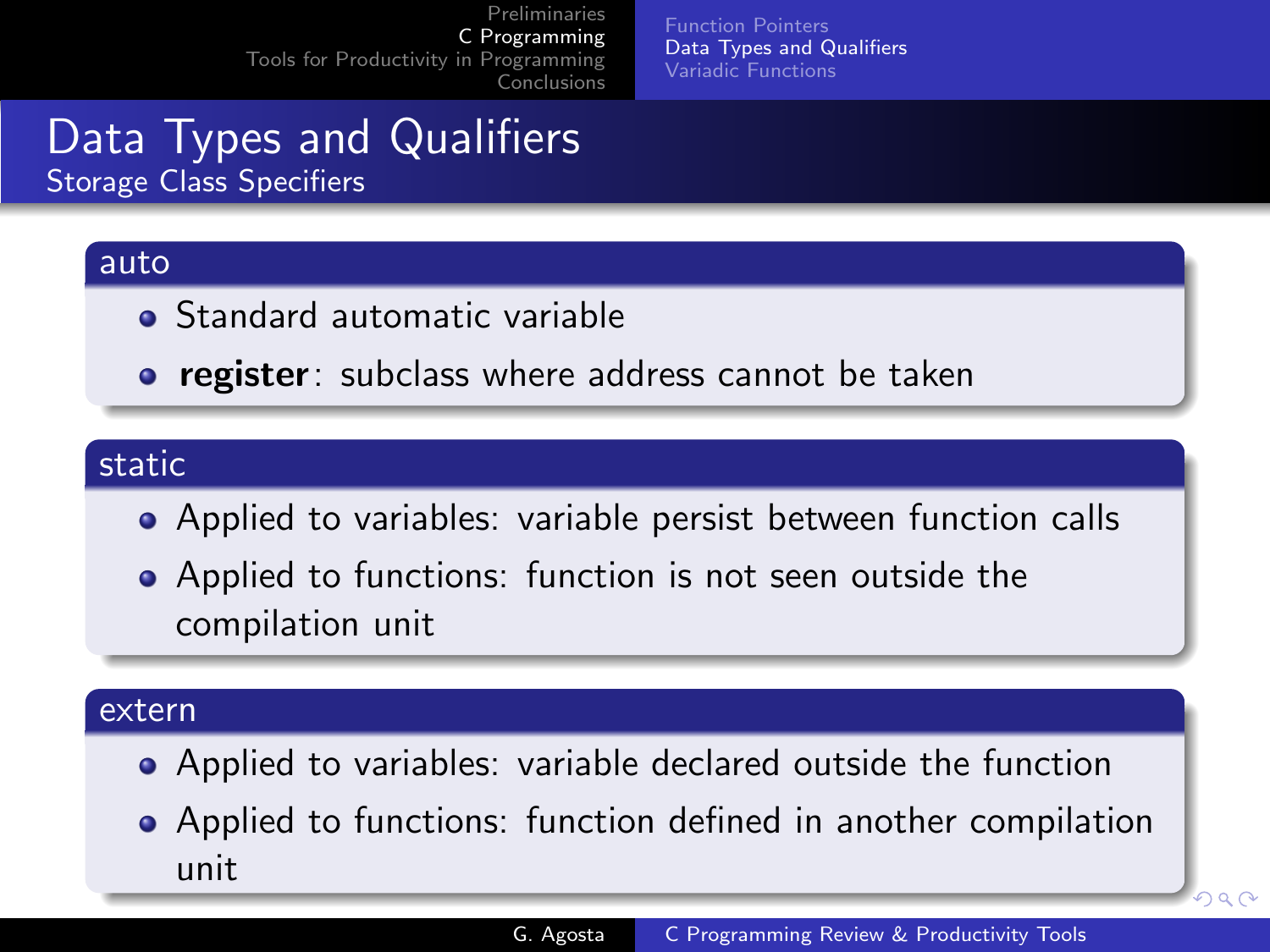# Data Types and Qualifiers

## Storage Class Specifiers

### auto

- Standard automatic variable
- **register**: subclass where address cannot be taken

### static

- Applied to variables: variable persist between function calls
- Applied to functions: function is not seen outside the compilation unit

### extern

- Applied to variables: variable declared outside the function
- Applied to functions: function defined in another compilation unit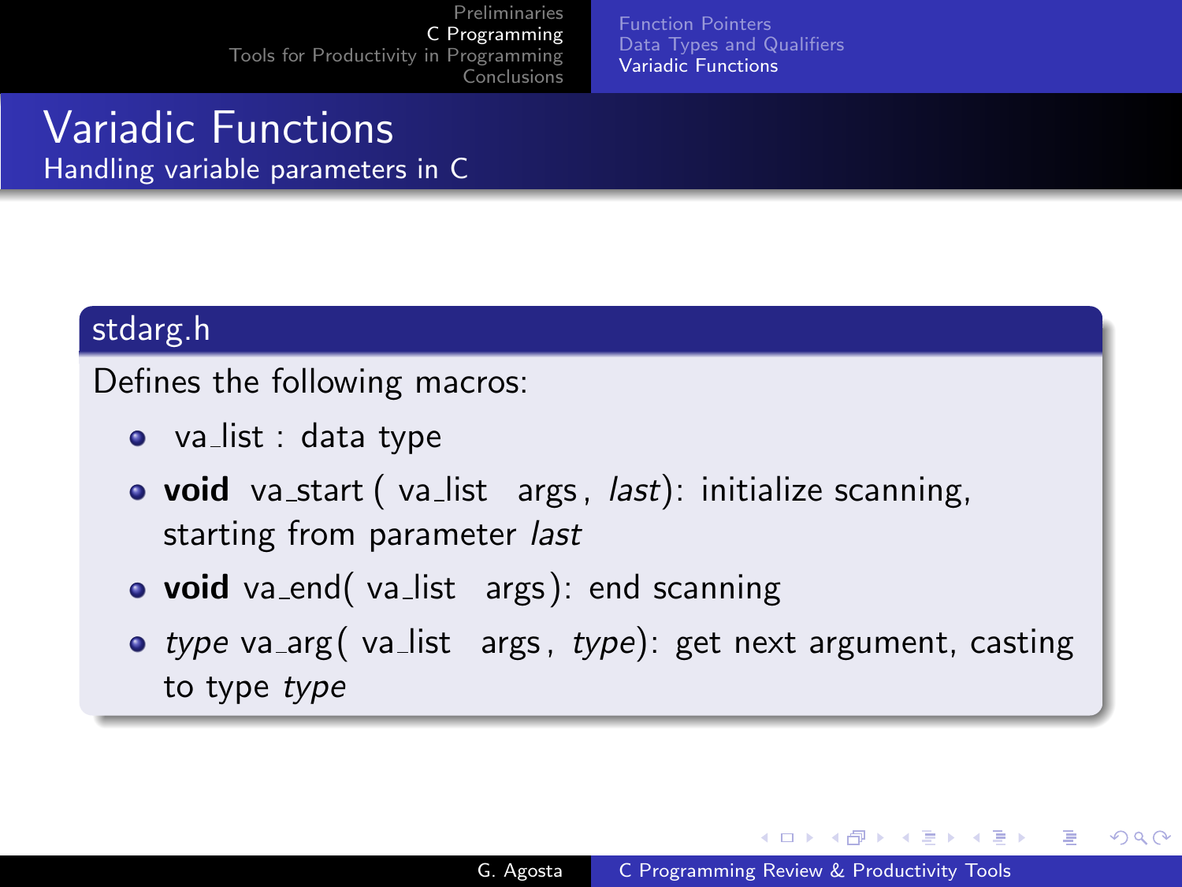# Variadic Functions

## Handling variable parameters in C

### stdarg.h

Defines the following macros:

- va_list : data type
- **void** va_start ( va_list args , *last*): initialize scanning, starting from parameter *last*
- **void** va_end( va_list args ): end scanning
- *type* va_arg ( va_list args , *type*): get next argument, casting to type *type*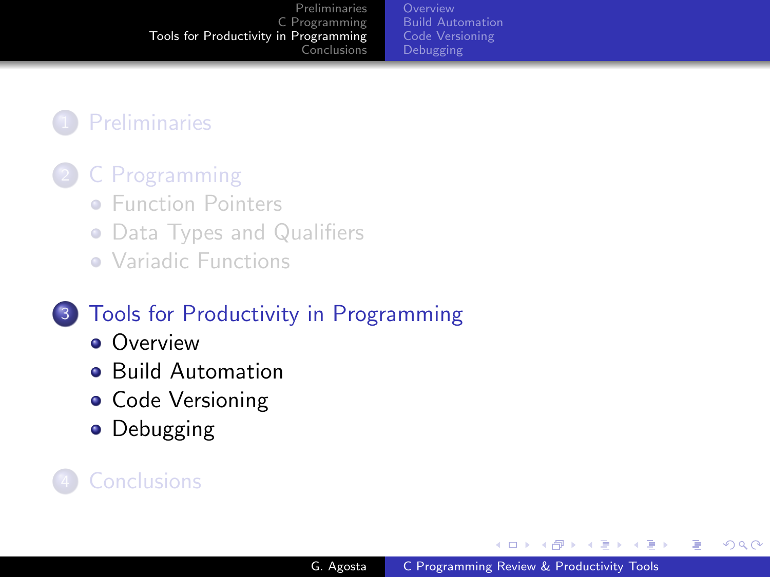1. Preliminaries
2. C Programming
   - Function Pointers
   - Data Types and Qualifiers
   - Variadic Functions
3. Tools for Productivity in Programming
   - Overview
   - Build Automation
   - Code Versioning
   - Debugging
4. Conclusions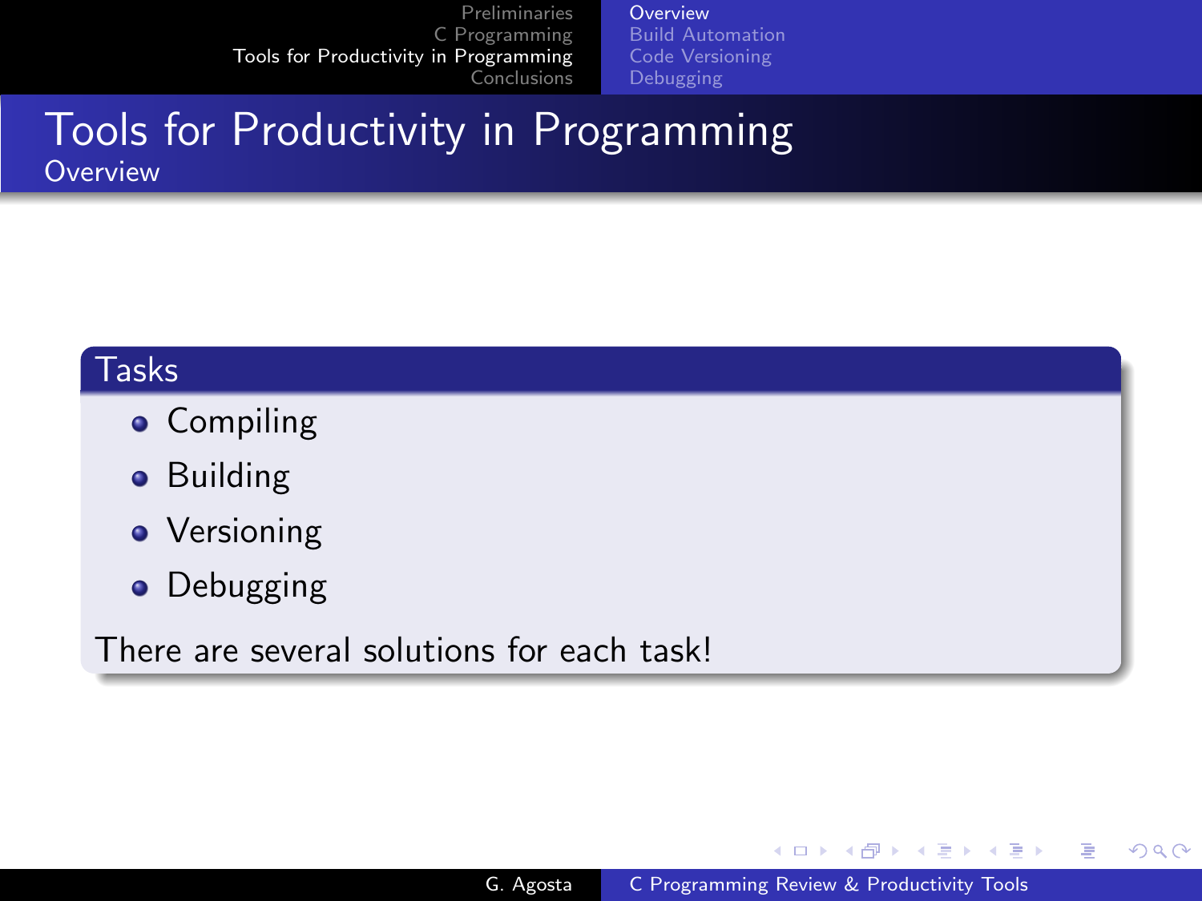# Tools for Productivity in Programming

## Overview

### Tasks

- Compiling
- Building
- Versioning
- Debugging

There are several solutions for each task!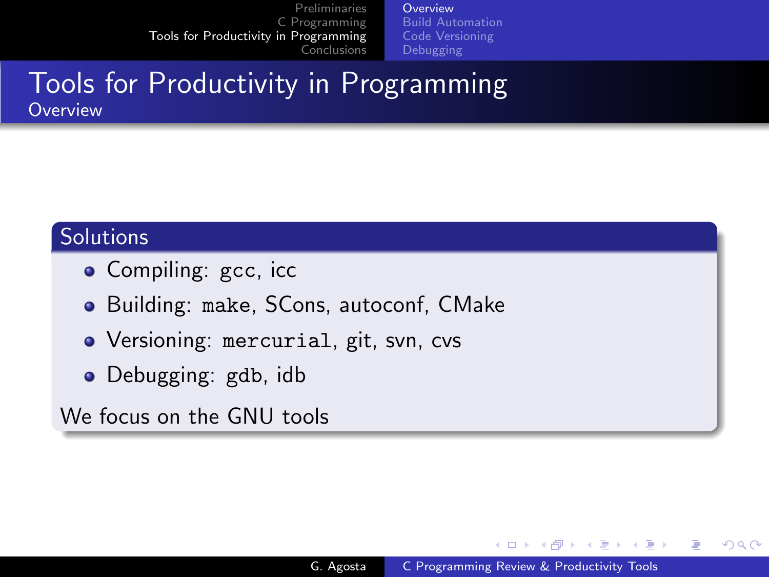# Tools for Productivity in Programming

## Overview

### Solutions

- Compiling: `gcc`, icc
- Building: `make`, SCons, autoconf, CMake
- Versioning: `mercurial`, git, svn, cvs
- Debugging: `gdb`, idb

We focus on the GNU tools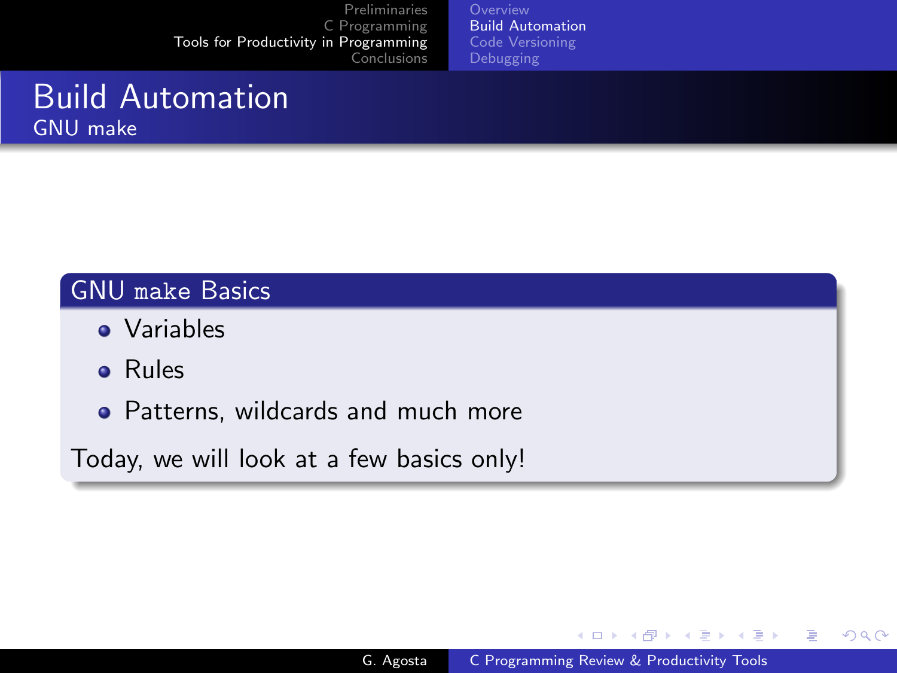# Build Automation

## GNU make

### GNU `make` Basics

- Variables
- Rules
- Patterns, wildcards and much more

Today, we will look at a few basics only!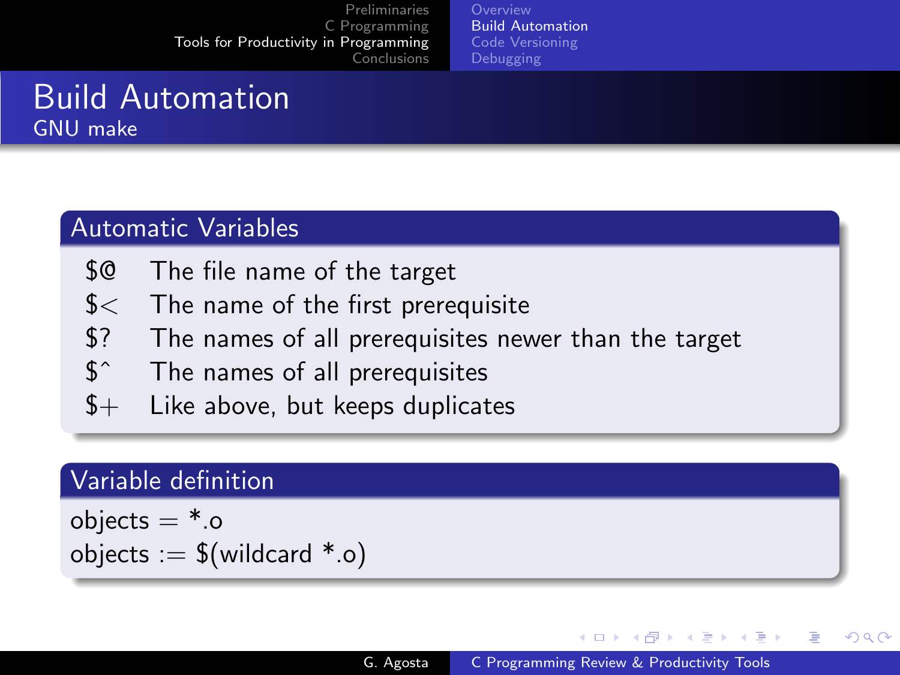# Build Automation

## GNU make

### Automatic Variables

| | |
|---|---|
| `$@` | The file name of the target |
| `$<` | The name of the first prerequisite |
| `$?` | The names of all prerequisites newer than the target |
| `$^` | The names of all prerequisites |
| `$+` | Like above, but keeps duplicates |

### Variable definition

```
objects = *.o
objects := $(wildcard *.o)
```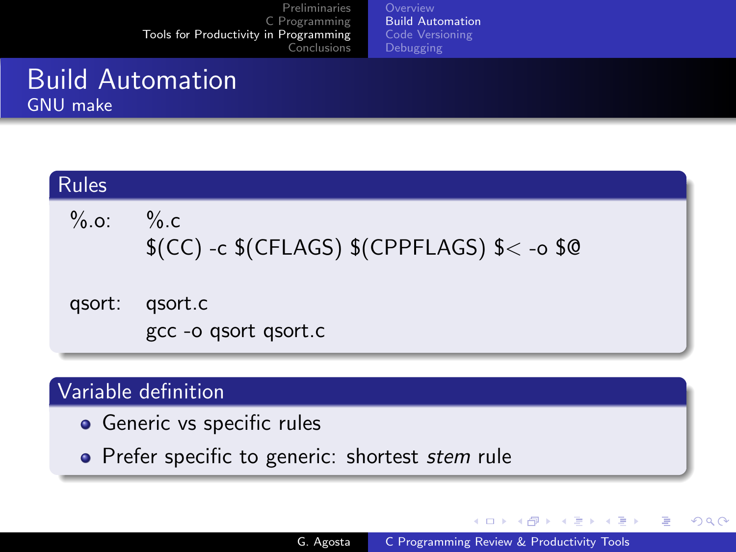# Build Automation

## GNU make

### Rules

```
%.o:    %.c
        $(CC) -c $(CFLAGS) $(CPPFLAGS) $< -o $@

qsort:  qsort.c
        gcc -o qsort qsort.c
```

### Variable definition

- Generic vs specific rules
- Prefer specific to generic: shortest *stem* rule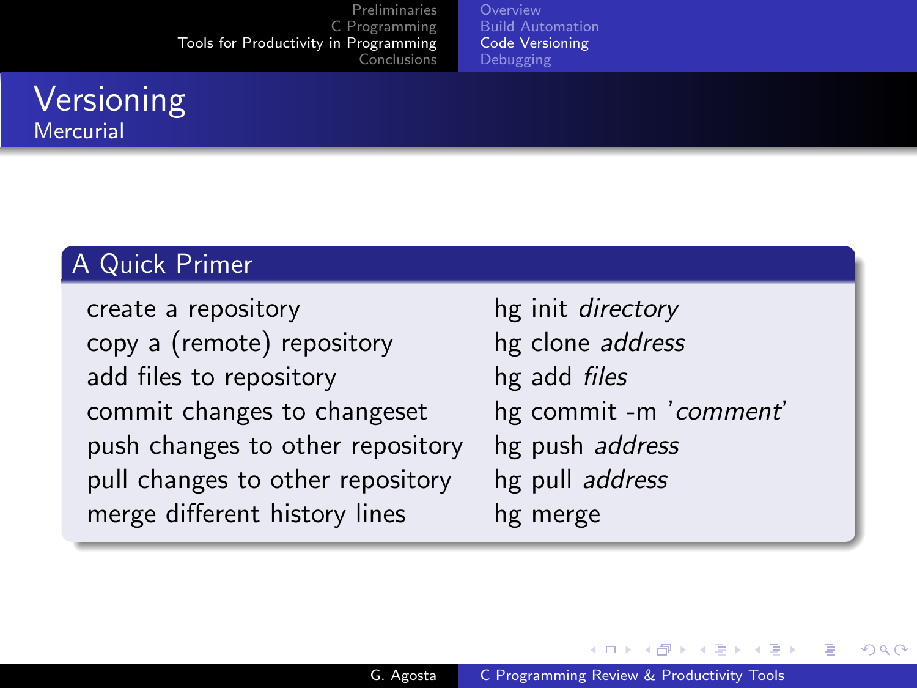# Versioning

## Mercurial

### A Quick Primer

| | |
|---|---|
| create a repository | hg init *directory* |
| copy a (remote) repository | hg clone *address* |
| add files to repository | hg add *files* |
| commit changes to changeset | hg commit -m '*comment*' |
| push changes to other repository | hg push *address* |
| pull changes to other repository | hg pull *address* |
| merge different history lines | hg merge |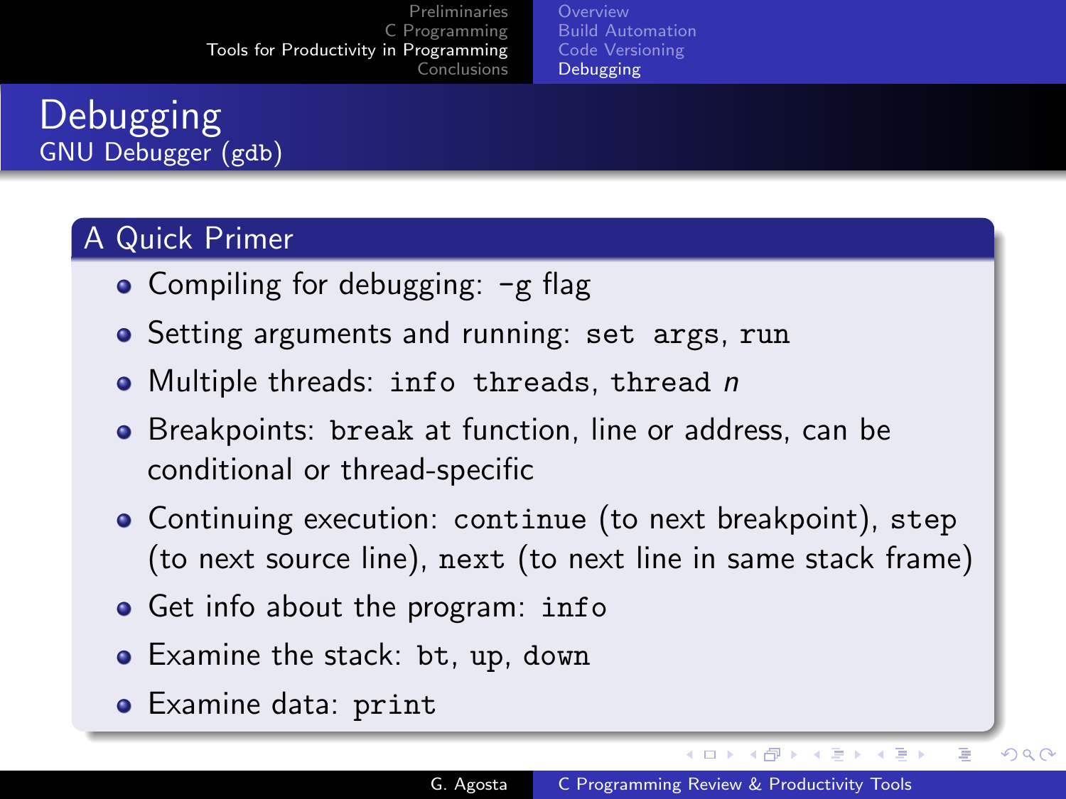# Debugging

## GNU Debugger (gdb)

### A Quick Primer

- Compiling for debugging: -g flag
- Setting arguments and running: `set args`, `run`
- Multiple threads: `info threads`, `thread` *n*
- Breakpoints: `break` at function, line or address, can be conditional or thread-specific
- Continuing execution: `continue` (to next breakpoint), `step` (to next source line), `next` (to next line in same stack frame)
- Get info about the program: `info`
- Examine the stack: `bt`, `up`, `down`
- Examine data: `print`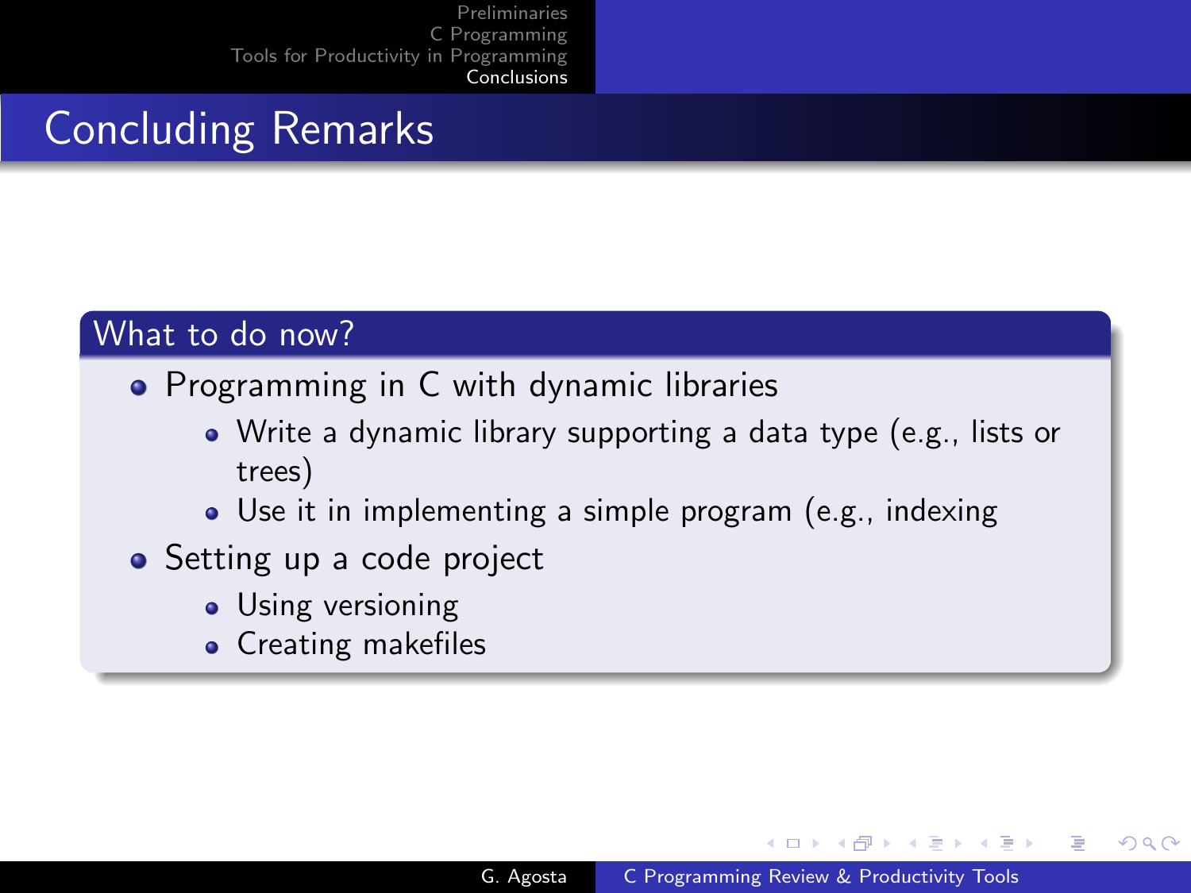# Concluding Remarks

## What to do now?

- Programming in C with dynamic libraries
  - Write a dynamic library supporting a data type (e.g., lists or trees)
  - Use it in implementing a simple program (e.g., indexing
- Setting up a code project
  - Using versioning
  - Creating makefiles